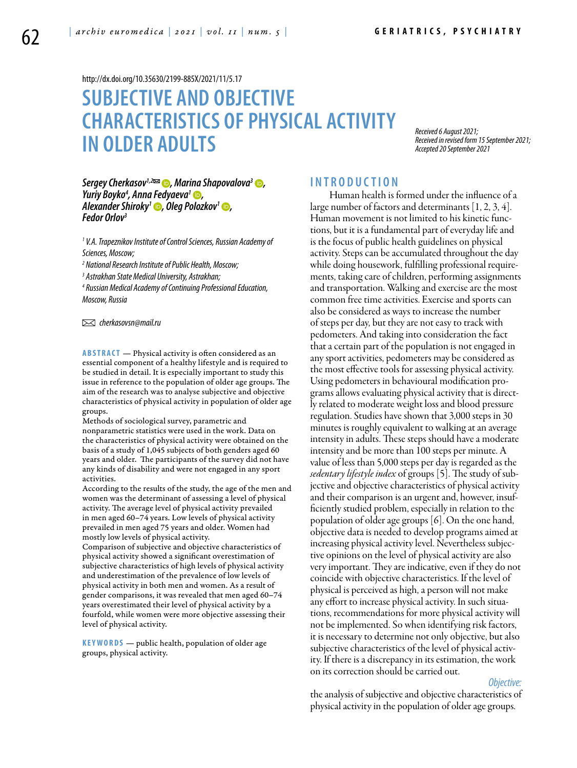http://dx.doi.org/10.35630/2199-885X/2021/11/5.17

# SUBJECTIVE AND OBJECTIVE CHARACTERISTICS OF PHYSICAL ACTIVITY IN OLDER ADULTS

*Received 6 August 2021; Received in revised form 15 September 2021; Accepted 20 September 2021*

***Sergey Cherkasov[1,2]✉, Marina Shapovalova[3], Yuriy Boyko[4], Anna Fedyaeva[1], Alexander Shiroky[1], Oleg Polozkov[1], Fedor Orlov[3]***

[1] V.A. Trapeznikov Institute of Control Sciences, Russian Academy of Sciences, Moscow;
[2] National Research Institute of Public Health, Moscow;
[3] Astrakhan State Medical University, Astrakhan;
[4] Russian Medical Academy of Continuing Professional Education, Moscow, Russia

✉ cherkasovsn@mail.ru

**ABSTRACT** — Physical activity is often considered as an essential component of a healthy lifestyle and is required to be studied in detail. It is especially important to study this issue in reference to the population of older age groups. The aim of the research was to analyse subjective and objective characteristics of physical activity in population of older age groups.

Methods of sociological survey, parametric and nonparametric statistics were used in the work. Data on the characteristics of physical activity were obtained on the basis of a study of 1,045 subjects of both genders aged 60 years and older. The participants of the survey did not have any kinds of disability and were not engaged in any sport activities.

According to the results of the study, the age of the men and women was the determinant of assessing a level of physical activity. The average level of physical activity prevailed in men aged 60–74 years. Low levels of physical activity prevailed in men aged 75 years and older. Women had mostly low levels of physical activity.

Comparison of subjective and objective characteristics of physical activity showed a significant overestimation of subjective characteristics of high levels of physical activity and underestimation of the prevalence of low levels of physical activity in both men and women. As a result of gender comparisons, it was revealed that men aged 60–74 years overestimated their level of physical activity by a fourfold, while women were more objective assessing their level of physical activity.

**KEYWORDS** — public health, population of older age groups, physical activity.

## INTRODUCTION

Human health is formed under the influence of a large number of factors and determinants [1, 2, 3, 4]. Human movement is not limited to his kinetic functions, but it is a fundamental part of everyday life and is the focus of public health guidelines on physical activity. Steps can be accumulated throughout the day while doing housework, fulfilling professional requirements, taking care of children, performing assignments and transportation. Walking and exercise are the most common free time activities. Exercise and sports can also be considered as ways to increase the number of steps per day, but they are not easy to track with pedometers. And taking into consideration the fact that a certain part of the population is not engaged in any sport activities, pedometers may be considered as the most effective tools for assessing physical activity. Using pedometers in behavioural modification programs allows evaluating physical activity that is directly related to moderate weight loss and blood pressure regulation. Studies have shown that 3,000 steps in 30 minutes is roughly equivalent to walking at an average intensity in adults. These steps should have a moderate intensity and be more than 100 steps per minute. A value of less than 5,000 steps per day is regarded as the *sedentary lifestyle index* of groups [5]. The study of subjective and objective characteristics of physical activity and their comparison is an urgent and, however, insufficiently studied problem, especially in relation to the population of older age groups [6]. On the one hand, objective data is needed to develop programs aimed at increasing physical activity level. Nevertheless subjective opinions on the level of physical activity are also very important. They are indicative, even if they do not coincide with objective characteristics. If the level of physical is perceived as high, a person will not make any effort to increase physical activity. In such situations, recommendations for more physical activity will not be implemented. So when identifying risk factors, it is necessary to determine not only objective, but also subjective characteristics of the level of physical activity. If there is a discrepancy in its estimation, the work on its correction should be carried out.

*Objective:* the analysis of subjective and objective characteristics of physical activity in the population of older age groups.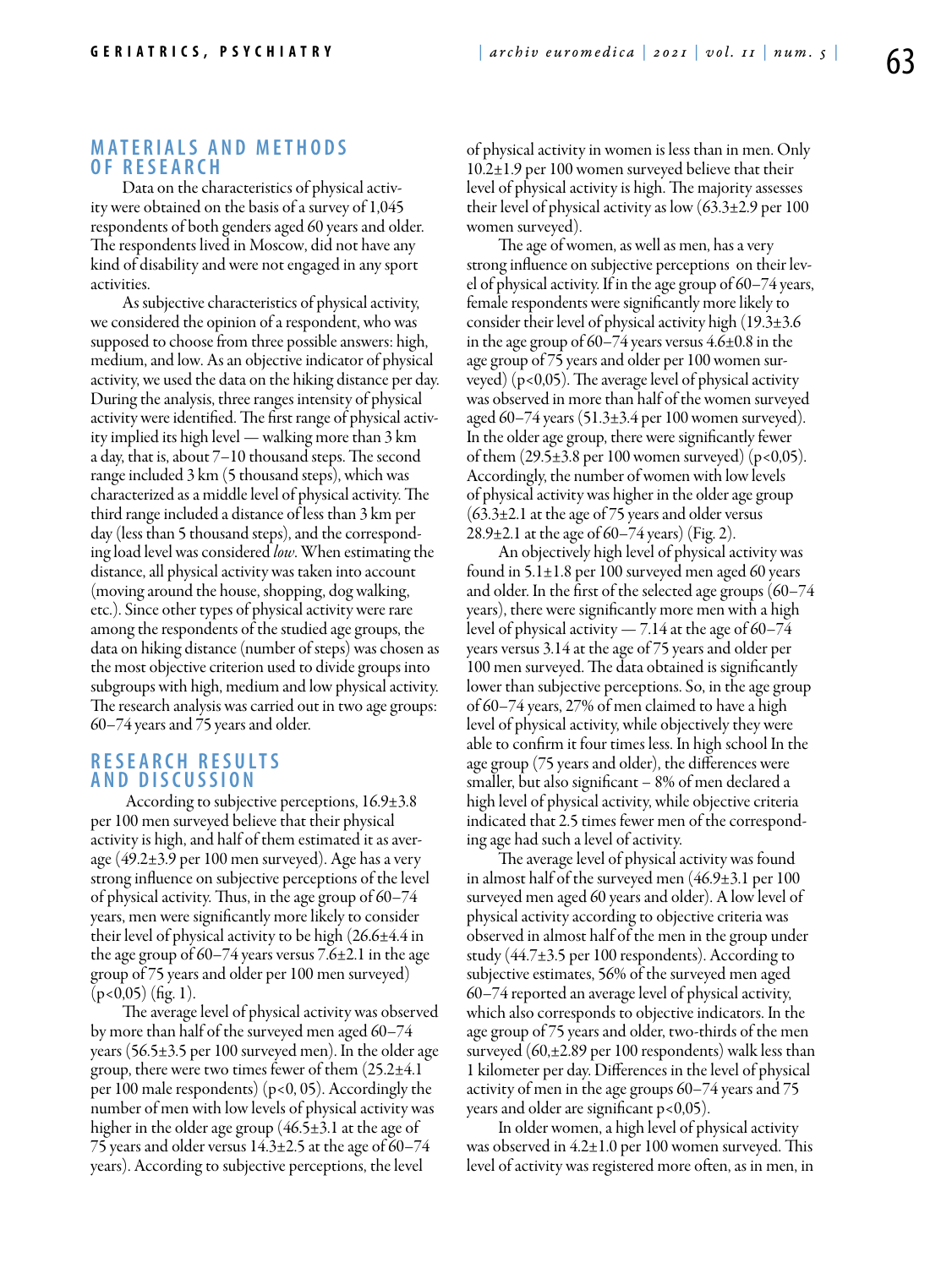## MATERIALS AND METHODS OF RESEARCH

Data on the characteristics of physical activity were obtained on the basis of a survey of 1,045 respondents of both genders aged 60 years and older. The respondents lived in Moscow, did not have any kind of disability and were not engaged in any sport activities.

As subjective characteristics of physical activity, we considered the opinion of a respondent, who was supposed to choose from three possible answers: high, medium, and low. As an objective indicator of physical activity, we used the data on the hiking distance per day. During the analysis, three ranges intensity of physical activity were identified. The first range of physical activity implied its high level — walking more than 3 km a day, that is, about 7–10 thousand steps. The second range included 3 km (5 thousand steps), which was characterized as a middle level of physical activity. The third range included a distance of less than 3 km per day (less than 5 thousand steps), and the corresponding load level was considered *low*. When estimating the distance, all physical activity was taken into account (moving around the house, shopping, dog walking, etc.). Since other types of physical activity were rare among the respondents of the studied age groups, the data on hiking distance (number of steps) was chosen as the most objective criterion used to divide groups into subgroups with high, medium and low physical activity. The research analysis was carried out in two age groups: 60–74 years and 75 years and older.

## RESEARCH RESULTS AND DISCUSSION

According to subjective perceptions, 16.9±3.8 per 100 men surveyed believe that their physical activity is high, and half of them estimated it as average (49.2±3.9 per 100 men surveyed). Age has a very strong influence on subjective perceptions of the level of physical activity. Thus, in the age group of 60–74 years, men were significantly more likely to consider their level of physical activity to be high (26.6±4.4 in the age group of 60–74 years versus 7.6±2.1 in the age group of 75 years and older per 100 men surveyed) ($p<0{,}05$) (fig. 1).

The average level of physical activity was observed by more than half of the surveyed men aged 60–74 years (56.5±3.5 per 100 surveyed men). In the older age group, there were two times fewer of them (25.2±4.1 per 100 male respondents) ($p<0,\ 05$). Accordingly the number of men with low levels of physical activity was higher in the older age group (46.5±3.1 at the age of 75 years and older versus 14.3±2.5 at the age of 60–74 years). According to subjective perceptions, the level of physical activity in women is less than in men. Only 10.2±1.9 per 100 women surveyed believe that their level of physical activity is high. The majority assesses their level of physical activity as low (63.3±2.9 per 100 women surveyed).

The age of women, as well as men, has a very strong influence on subjective perceptions on their level of physical activity. If in the age group of 60–74 years, female respondents were significantly more likely to consider their level of physical activity high (19.3±3.6 in the age group of 60–74 years versus 4.6±0.8 in the age group of 75 years and older per 100 women surveyed) ($p<0{,}05$). The average level of physical activity was observed in more than half of the women surveyed aged 60–74 years (51.3±3.4 per 100 women surveyed). In the older age group, there were significantly fewer of them (29.5±3.8 per 100 women surveyed) ($p<0{,}05$). Accordingly, the number of women with low levels of physical activity was higher in the older age group (63.3±2.1 at the age of 75 years and older versus 28.9±2.1 at the age of 60–74 years) (Fig. 2).

An objectively high level of physical activity was found in 5.1±1.8 per 100 surveyed men aged 60 years and older. In the first of the selected age groups (60–74 years), there were significantly more men with a high level of physical activity — 7.14 at the age of 60–74 years versus 3.14 at the age of 75 years and older per 100 men surveyed. The data obtained is significantly lower than subjective perceptions. So, in the age group of 60–74 years, 27% of men claimed to have a high level of physical activity, while objectively they were able to confirm it four times less. In high school In the age group (75 years and older), the differences were smaller, but also significant – 8% of men declared a high level of physical activity, while objective criteria indicated that 2.5 times fewer men of the corresponding age had such a level of activity.

The average level of physical activity was found in almost half of the surveyed men (46.9±3.1 per 100 surveyed men aged 60 years and older). A low level of physical activity according to objective criteria was observed in almost half of the men in the group under study (44.7±3.5 per 100 respondents). According to subjective estimates, 56% of the surveyed men aged 60–74 reported an average level of physical activity, which also corresponds to objective indicators. In the age group of 75 years and older, two-thirds of the men surveyed (60,±2.89 per 100 respondents) walk less than 1 kilometer per day. Differences in the level of physical activity of men in the age groups 60–74 years and 75 years and older are significant $p<0{,}05$).

In older women, a high level of physical activity was observed in 4.2±1.0 per 100 women surveyed. This level of activity was registered more often, as in men, in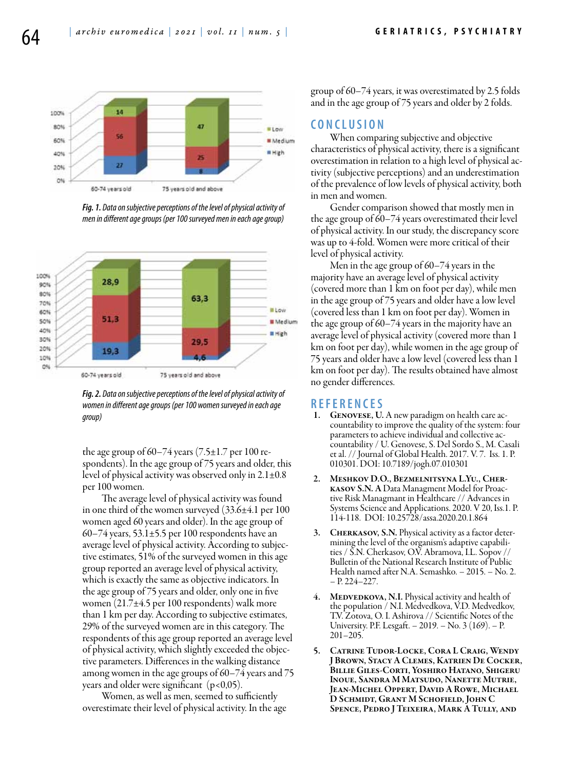*Fig. 1. Data on subjective perceptions of the level of physical activity of men in different age groups (per 100 surveyed men in each age group)*

*Fig. 2. Data on subjective perceptions of the level of physical activity of women in different age groups (per 100 women surveyed in each age group)*

the age group of 60–74 years (7.5±1.7 per 100 respondents). In the age group of 75 years and older, this level of physical activity was observed only in 2.1±0.8 per 100 women.

The average level of physical activity was found in one third of the women surveyed (33.6±4.1 per 100 women aged 60 years and older). In the age group of 60–74 years, 53.1±5.5 per 100 respondents have an average level of physical activity. According to subjective estimates, 51% of the surveyed women in this age group reported an average level of physical activity, which is exactly the same as objective indicators. In the age group of 75 years and older, only one in five women (21.7±4.5 per 100 respondents) walk more than 1 km per day. According to subjective estimates, 29% of the surveyed women are in this category. The respondents of this age group reported an average level of physical activity, which slightly exceeded the objective parameters. Differences in the walking distance among women in the age groups of 60–74 years and 75 years and older were significant ($p<0,05$).

Women, as well as men, seemed to sufficiently overestimate their level of physical activity. In the age group of 60–74 years, it was overestimated by 2.5 folds and in the age group of 75 years and older by 2 folds.

## CONCLUSION

When comparing subjective and objective characteristics of physical activity, there is a significant overestimation in relation to a high level of physical activity (subjective perceptions) and an underestimation of the prevalence of low levels of physical activity, both in men and women.

Gender comparison showed that mostly men in the age group of 60–74 years overestimated their level of physical activity. In our study, the discrepancy score was up to 4-fold. Women were more critical of their level of physical activity.

Men in the age group of 60–74 years in the majority have an average level of physical activity (covered more than 1 km on foot per day), while men in the age group of 75 years and older have a low level (covered less than 1 km on foot per day). Women in the age group of 60–74 years in the majority have an average level of physical activity (covered more than 1 km on foot per day), while women in the age group of 75 years and older have a low level (covered less than 1 km on foot per day). The results obtained have almost no gender differences.

## REFERENCES

1. **Genovese, U.** A new paradigm on health care accountability to improve the quality of the system: four parameters to achieve individual and collective accountability / U. Genovese, S. Del Sordo S., M. Casali et al. // Journal of Global Health. 2017. V. 7. Iss. 1. P. 010301. DOI: 10.7189/jogh.07.010301
2. **Meshkov D.O., Bezmelnitsyna L.Yu., Cherkasov S.N. A** Data Managment Model for Proactive Risk Managment in Healthcare // Advances in Systems Science and Applications. 2020. V 20, Iss.1. P. 114-118. DOI: 10.25728/assa.2020.20.1.864
3. **Cherkasov, S.N.** Physical activity as a factor determining the level of the organism's adaptive capabilities / S.N. Cherkasov, O.V. Abramova, I.L. Sopov // Bulletin of the National Research Institute of Public Health named after N.A. Semashko. – 2015. – No. 2. – P. 224–227.
4. **Medvedkova, N.I.** Physical activity and health of the population / N.I. Medvedkova, V.D. Medvedkov, T.V. Zotova, O. I. Ashirova // Scientific Notes of the University. P.F. Lesgaft. – 2019. – No. 3 (169). – P. 201–205.
5. **Catrine Tudor-Locke, Cora L Craig, Wendy J Brown, Stacy A Clemes, Katrien De Cocker, Billie Giles-Corti, Yoshiro Hatano, Shigeru Inoue, Sandra M Matsudo, Nanette Mutrie, Jean-Michel Oppert, David A Rowe, Michael D Schmidt, Grant M Schofield, John C Spence, Pedro J Teixeira, Mark A Tully, and**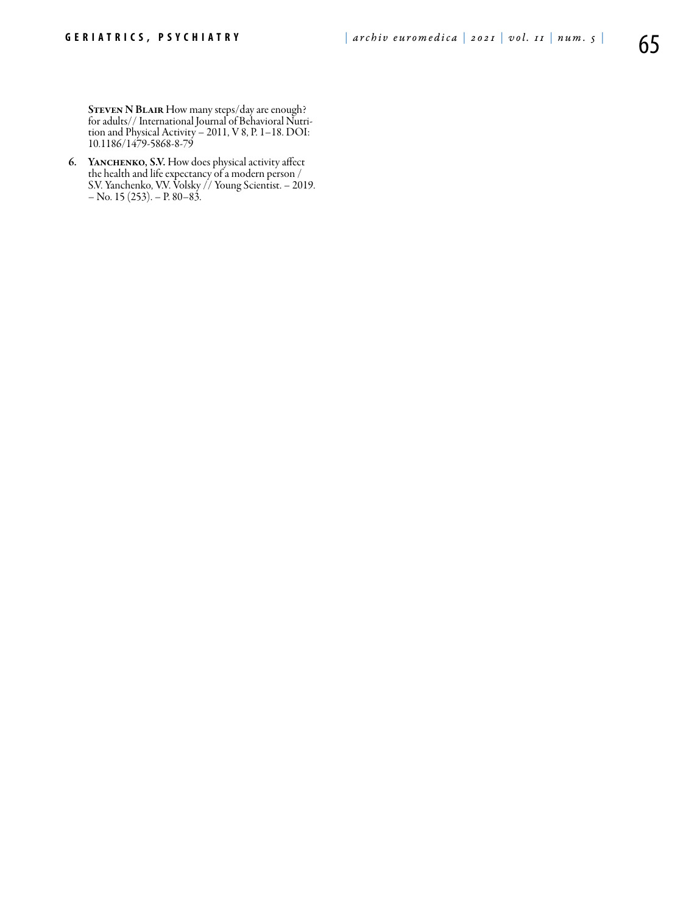**Steven N Blair** How many steps/day are enough? for adults// International Journal of Behavioral Nutrition and Physical Activity – 2011, V 8, P. 1–18. DOI: 10.1186/1479-5868-8-79

6. **Yanchenko, S.V.** How does physical activity affect the health and life expectancy of a modern person / S.V. Yanchenko, V.V. Volsky // Young Scientist. – 2019. – No. 15 (253). – P. 80–83.